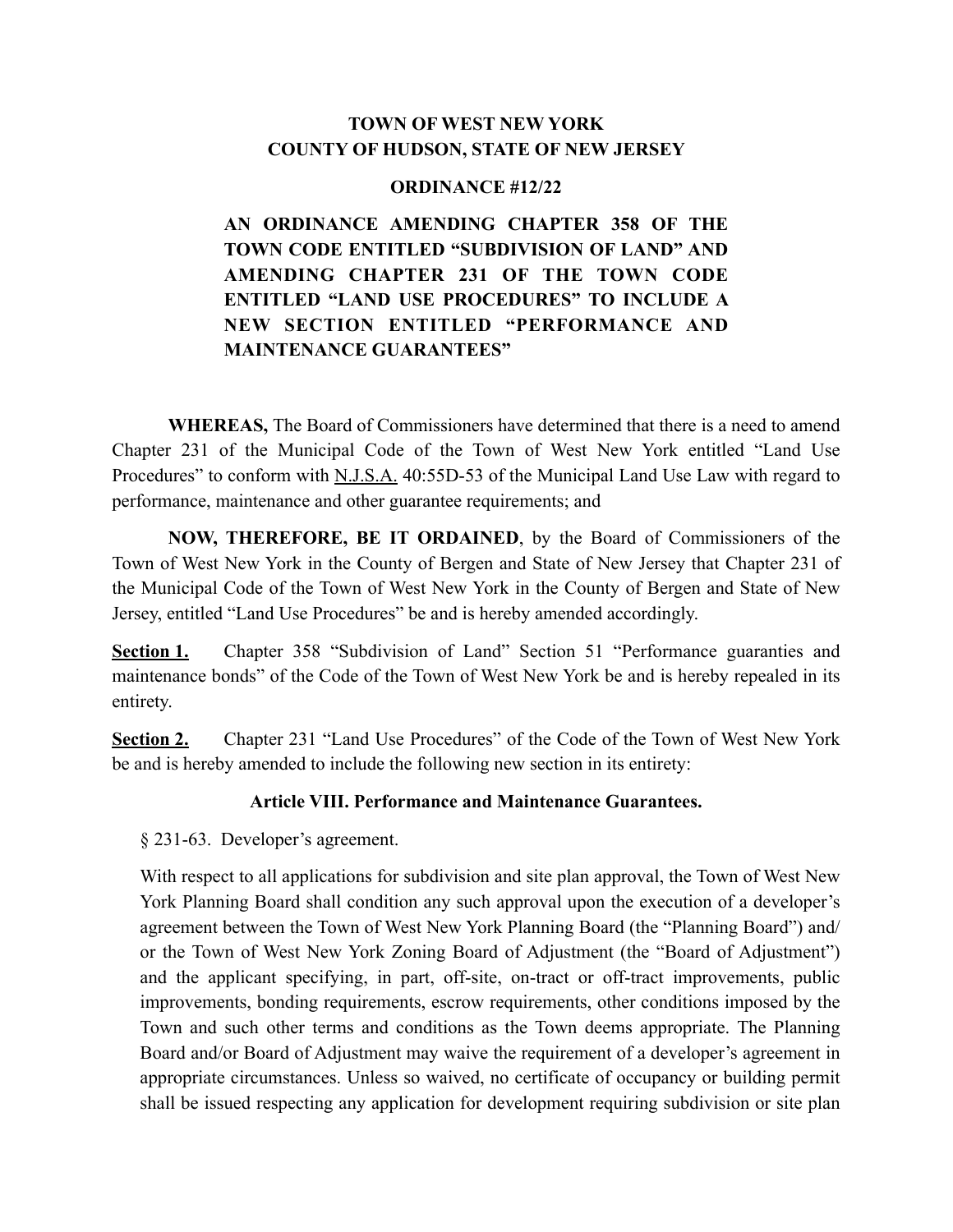**TOWN OF WEST NEW YORK**
**COUNTY OF HUDSON, STATE OF NEW JERSEY**

**ORDINANCE #12/22**

**AN ORDINANCE AMENDING CHAPTER 358 OF THE TOWN CODE ENTITLED "SUBDIVISION OF LAND" AND AMENDING CHAPTER 231 OF THE TOWN CODE ENTITLED "LAND USE PROCEDURES" TO INCLUDE A NEW SECTION ENTITLED "PERFORMANCE AND MAINTENANCE GUARANTEES"**

**WHEREAS,** The Board of Commissioners have determined that there is a need to amend Chapter 231 of the Municipal Code of the Town of West New York entitled "Land Use Procedures" to conform with N.J.S.A. 40:55D-53 of the Municipal Land Use Law with regard to performance, maintenance and other guarantee requirements; and

**NOW, THEREFORE, BE IT ORDAINED**, by the Board of Commissioners of the Town of West New York in the County of Bergen and State of New Jersey that Chapter 231 of the Municipal Code of the Town of West New York in the County of Bergen and State of New Jersey, entitled "Land Use Procedures" be and is hereby amended accordingly.

**Section 1.** Chapter 358 "Subdivision of Land" Section 51 "Performance guaranties and maintenance bonds" of the Code of the Town of West New York be and is hereby repealed in its entirety.

**Section 2.** Chapter 231 "Land Use Procedures" of the Code of the Town of West New York be and is hereby amended to include the following new section in its entirety:

**Article VIII. Performance and Maintenance Guarantees.**

§ 231-63. Developer's agreement.

With respect to all applications for subdivision and site plan approval, the Town of West New York Planning Board shall condition any such approval upon the execution of a developer's agreement between the Town of West New York Planning Board (the "Planning Board") and/or the Town of West New York Zoning Board of Adjustment (the "Board of Adjustment") and the applicant specifying, in part, off-site, on-tract or off-tract improvements, public improvements, bonding requirements, escrow requirements, other conditions imposed by the Town and such other terms and conditions as the Town deems appropriate. The Planning Board and/or Board of Adjustment may waive the requirement of a developer's agreement in appropriate circumstances. Unless so waived, no certificate of occupancy or building permit shall be issued respecting any application for development requiring subdivision or site plan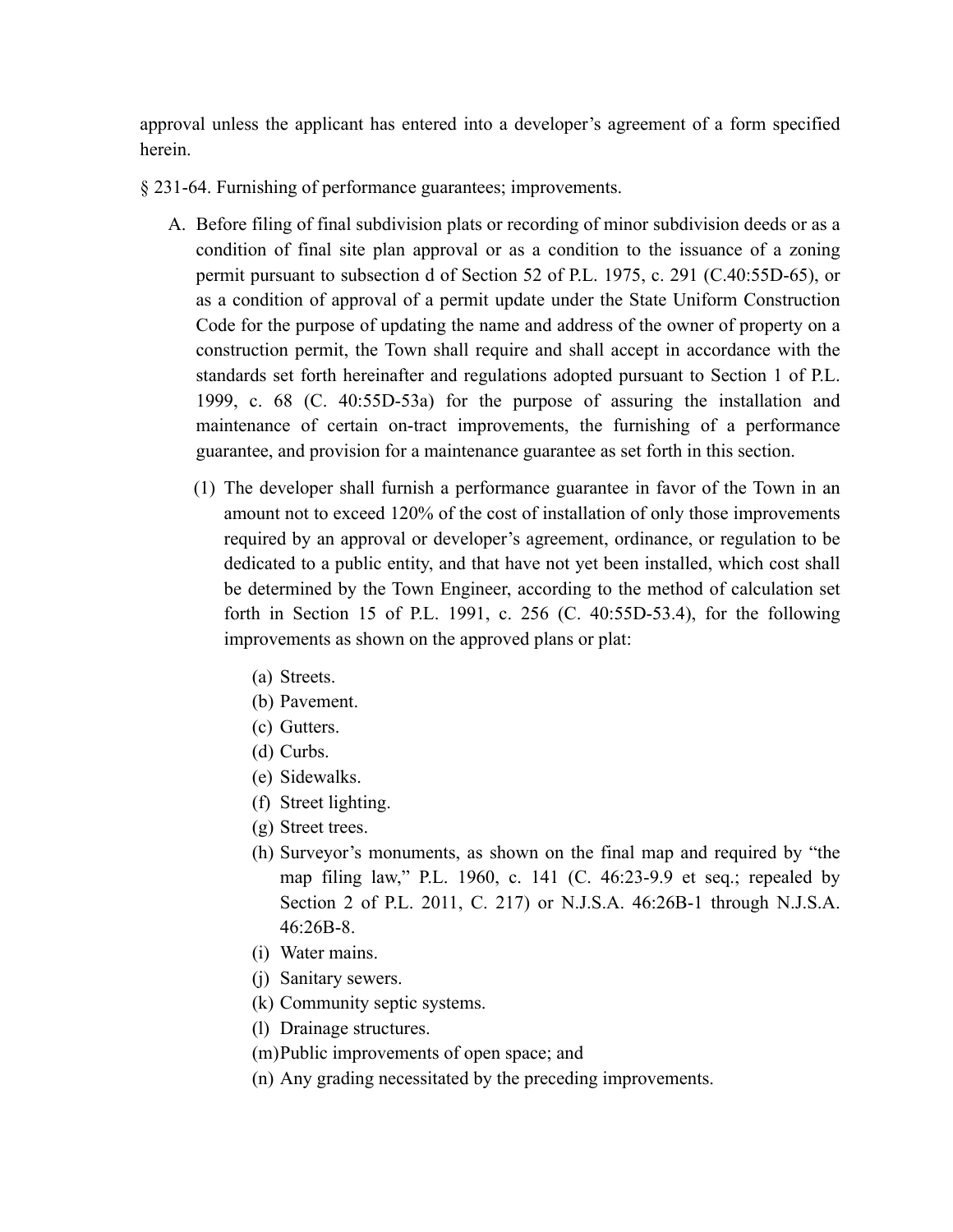approval unless the applicant has entered into a developer's agreement of a form specified herein.

§ 231-64. Furnishing of performance guarantees; improvements.

A. Before filing of final subdivision plats or recording of minor subdivision deeds or as a condition of final site plan approval or as a condition to the issuance of a zoning permit pursuant to subsection d of Section 52 of P.L. 1975, c. 291 (C.40:55D-65), or as a condition of approval of a permit update under the State Uniform Construction Code for the purpose of updating the name and address of the owner of property on a construction permit, the Town shall require and shall accept in accordance with the standards set forth hereinafter and regulations adopted pursuant to Section 1 of P.L. 1999, c. 68 (C. 40:55D-53a) for the purpose of assuring the installation and maintenance of certain on-tract improvements, the furnishing of a performance guarantee, and provision for a maintenance guarantee as set forth in this section.

   (1) The developer shall furnish a performance guarantee in favor of the Town in an amount not to exceed 120% of the cost of installation of only those improvements required by an approval or developer's agreement, ordinance, or regulation to be dedicated to a public entity, and that have not yet been installed, which cost shall be determined by the Town Engineer, according to the method of calculation set forth in Section 15 of P.L. 1991, c. 256 (C. 40:55D-53.4), for the following improvements as shown on the approved plans or plat:

      (a) Streets.
      (b) Pavement.
      (c) Gutters.
      (d) Curbs.
      (e) Sidewalks.
      (f) Street lighting.
      (g) Street trees.
      (h) Surveyor's monuments, as shown on the final map and required by "the map filing law," P.L. 1960, c. 141 (C. 46:23-9.9 et seq.; repealed by Section 2 of P.L. 2011, C. 217) or N.J.S.A. 46:26B-1 through N.J.S.A. 46:26B-8.
      (i) Water mains.
      (j) Sanitary sewers.
      (k) Community septic systems.
      (l) Drainage structures.
      (m) Public improvements of open space; and
      (n) Any grading necessitated by the preceding improvements.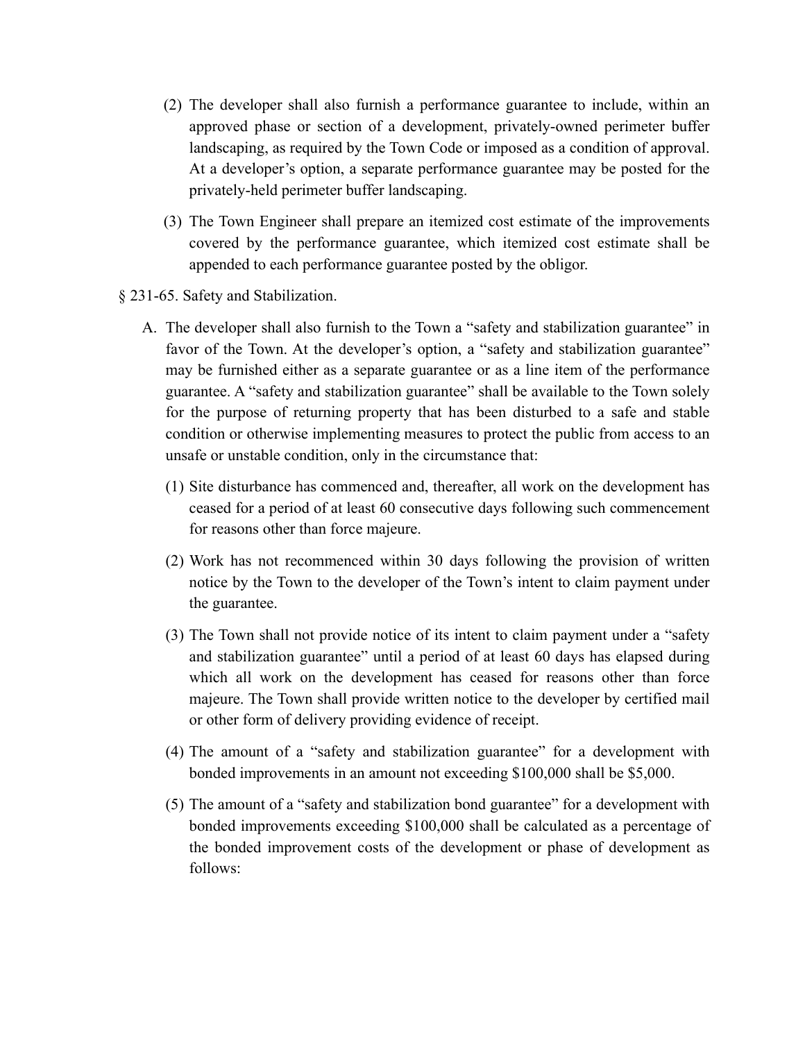(2) The developer shall also furnish a performance guarantee to include, within an approved phase or section of a development, privately-owned perimeter buffer landscaping, as required by the Town Code or imposed as a condition of approval. At a developer's option, a separate performance guarantee may be posted for the privately-held perimeter buffer landscaping.

(3) The Town Engineer shall prepare an itemized cost estimate of the improvements covered by the performance guarantee, which itemized cost estimate shall be appended to each performance guarantee posted by the obligor.

§ 231-65. Safety and Stabilization.

A. The developer shall also furnish to the Town a "safety and stabilization guarantee" in favor of the Town. At the developer's option, a "safety and stabilization guarantee" may be furnished either as a separate guarantee or as a line item of the performance guarantee. A "safety and stabilization guarantee" shall be available to the Town solely for the purpose of returning property that has been disturbed to a safe and stable condition or otherwise implementing measures to protect the public from access to an unsafe or unstable condition, only in the circumstance that:

(1) Site disturbance has commenced and, thereafter, all work on the development has ceased for a period of at least 60 consecutive days following such commencement for reasons other than force majeure.

(2) Work has not recommenced within 30 days following the provision of written notice by the Town to the developer of the Town's intent to claim payment under the guarantee.

(3) The Town shall not provide notice of its intent to claim payment under a "safety and stabilization guarantee" until a period of at least 60 days has elapsed during which all work on the development has ceased for reasons other than force majeure. The Town shall provide written notice to the developer by certified mail or other form of delivery providing evidence of receipt.

(4) The amount of a "safety and stabilization guarantee" for a development with bonded improvements in an amount not exceeding $100,000 shall be $5,000.

(5) The amount of a "safety and stabilization bond guarantee" for a development with bonded improvements exceeding $100,000 shall be calculated as a percentage of the bonded improvement costs of the development or phase of development as follows: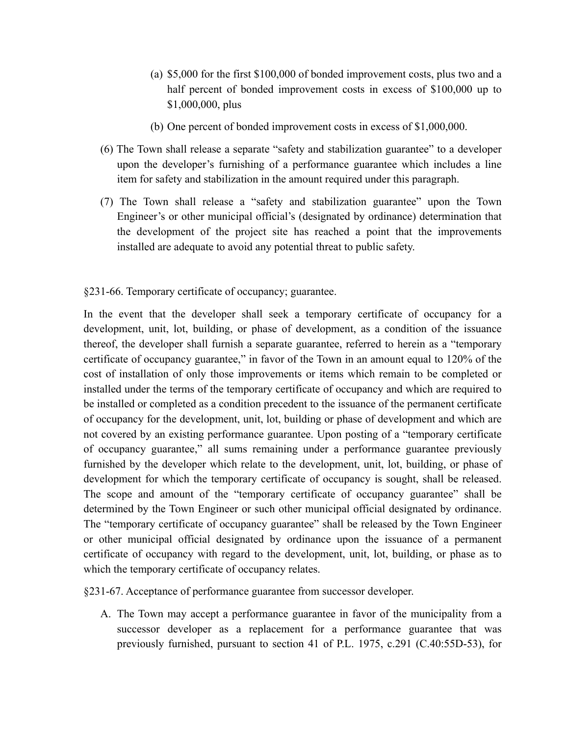- (a) $5,000 for the first $100,000 of bonded improvement costs, plus two and a half percent of bonded improvement costs in excess of $100,000 up to $1,000,000, plus
   - (b) One percent of bonded improvement costs in excess of $1,000,000.

(6) The Town shall release a separate "safety and stabilization guarantee" to a developer upon the developer's furnishing of a performance guarantee which includes a line item for safety and stabilization in the amount required under this paragraph.

(7) The Town shall release a "safety and stabilization guarantee" upon the Town Engineer's or other municipal official's (designated by ordinance) determination that the development of the project site has reached a point that the improvements installed are adequate to avoid any potential threat to public safety.

§231-66. Temporary certificate of occupancy; guarantee.

In the event that the developer shall seek a temporary certificate of occupancy for a development, unit, lot, building, or phase of development, as a condition of the issuance thereof, the developer shall furnish a separate guarantee, referred to herein as a "temporary certificate of occupancy guarantee," in favor of the Town in an amount equal to 120% of the cost of installation of only those improvements or items which remain to be completed or installed under the terms of the temporary certificate of occupancy and which are required to be installed or completed as a condition precedent to the issuance of the permanent certificate of occupancy for the development, unit, lot, building or phase of development and which are not covered by an existing performance guarantee. Upon posting of a "temporary certificate of occupancy guarantee," all sums remaining under a performance guarantee previously furnished by the developer which relate to the development, unit, lot, building, or phase of development for which the temporary certificate of occupancy is sought, shall be released. The scope and amount of the "temporary certificate of occupancy guarantee" shall be determined by the Town Engineer or such other municipal official designated by ordinance. The "temporary certificate of occupancy guarantee" shall be released by the Town Engineer or other municipal official designated by ordinance upon the issuance of a permanent certificate of occupancy with regard to the development, unit, lot, building, or phase as to which the temporary certificate of occupancy relates.

§231-67. Acceptance of performance guarantee from successor developer.

A. The Town may accept a performance guarantee in favor of the municipality from a successor developer as a replacement for a performance guarantee that was previously furnished, pursuant to section 41 of P.L. 1975, c.291 (C.40:55D-53), for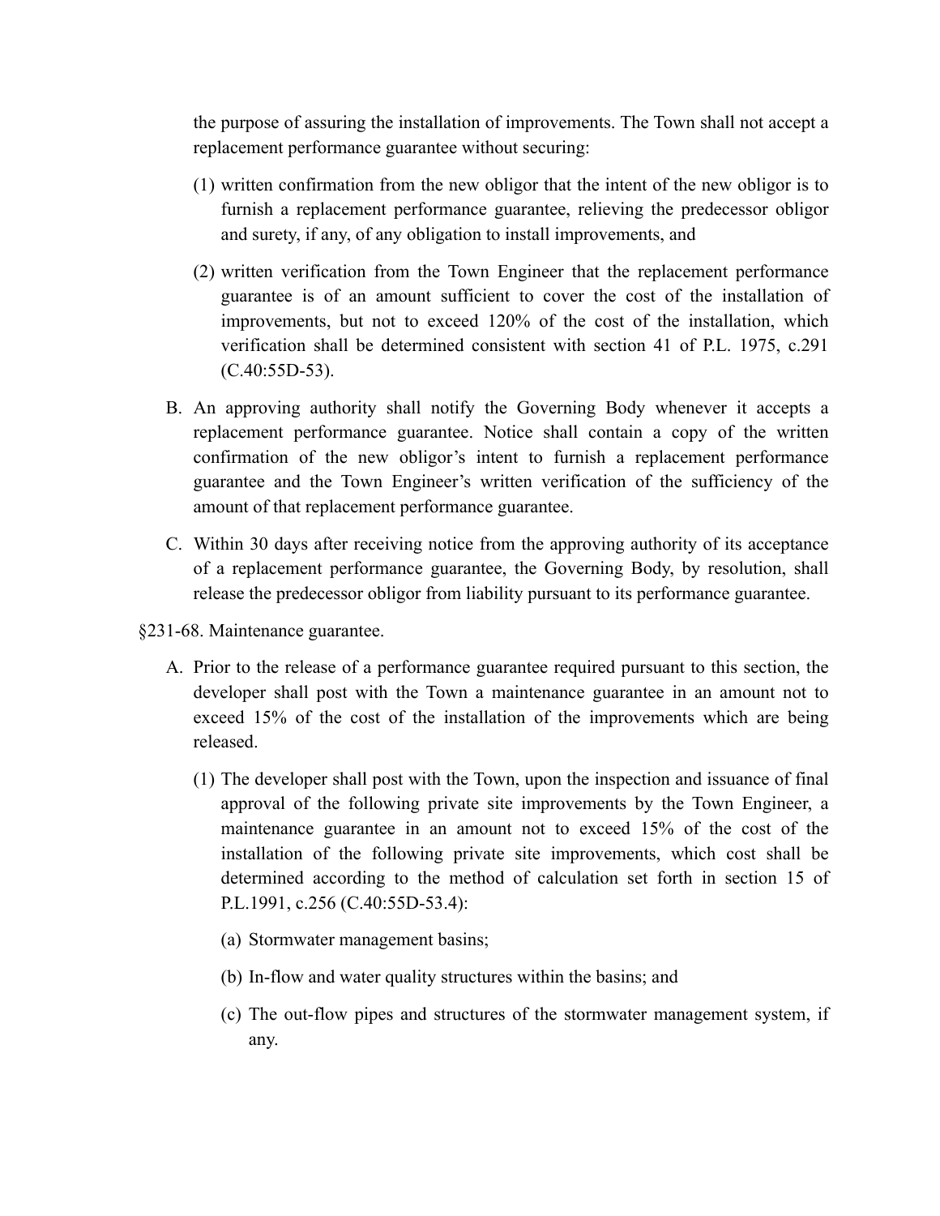the purpose of assuring the installation of improvements. The Town shall not accept a replacement performance guarantee without securing:

(1) written confirmation from the new obligor that the intent of the new obligor is to furnish a replacement performance guarantee, relieving the predecessor obligor and surety, if any, of any obligation to install improvements, and

(2) written verification from the Town Engineer that the replacement performance guarantee is of an amount sufficient to cover the cost of the installation of improvements, but not to exceed 120% of the cost of the installation, which verification shall be determined consistent with section 41 of P.L. 1975, c.291 (C.40:55D-53).

B. An approving authority shall notify the Governing Body whenever it accepts a replacement performance guarantee. Notice shall contain a copy of the written confirmation of the new obligor's intent to furnish a replacement performance guarantee and the Town Engineer's written verification of the sufficiency of the amount of that replacement performance guarantee.

C. Within 30 days after receiving notice from the approving authority of its acceptance of a replacement performance guarantee, the Governing Body, by resolution, shall release the predecessor obligor from liability pursuant to its performance guarantee.

§231-68. Maintenance guarantee.

A. Prior to the release of a performance guarantee required pursuant to this section, the developer shall post with the Town a maintenance guarantee in an amount not to exceed 15% of the cost of the installation of the improvements which are being released.

   (1) The developer shall post with the Town, upon the inspection and issuance of final approval of the following private site improvements by the Town Engineer, a maintenance guarantee in an amount not to exceed 15% of the cost of the installation of the following private site improvements, which cost shall be determined according to the method of calculation set forth in section 15 of P.L.1991, c.256 (C.40:55D-53.4):

      (a) Stormwater management basins;

      (b) In-flow and water quality structures within the basins; and

      (c) The out-flow pipes and structures of the stormwater management system, if any.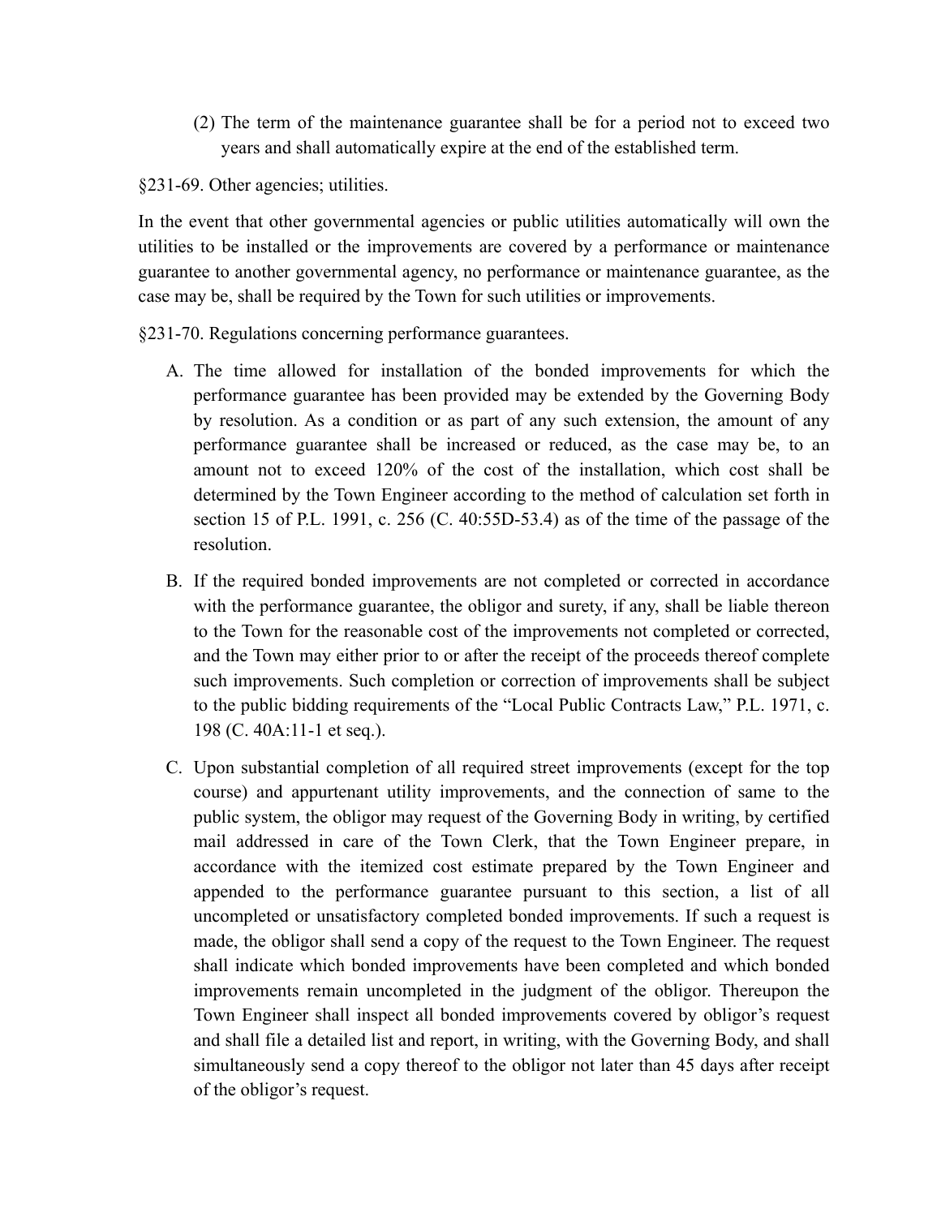(2) The term of the maintenance guarantee shall be for a period not to exceed two years and shall automatically expire at the end of the established term.

§231-69. Other agencies; utilities.

In the event that other governmental agencies or public utilities automatically will own the utilities to be installed or the improvements are covered by a performance or maintenance guarantee to another governmental agency, no performance or maintenance guarantee, as the case may be, shall be required by the Town for such utilities or improvements.

§231-70. Regulations concerning performance guarantees.

A. The time allowed for installation of the bonded improvements for which the performance guarantee has been provided may be extended by the Governing Body by resolution. As a condition or as part of any such extension, the amount of any performance guarantee shall be increased or reduced, as the case may be, to an amount not to exceed 120% of the cost of the installation, which cost shall be determined by the Town Engineer according to the method of calculation set forth in section 15 of P.L. 1991, c. 256 (C. 40:55D-53.4) as of the time of the passage of the resolution.

B. If the required bonded improvements are not completed or corrected in accordance with the performance guarantee, the obligor and surety, if any, shall be liable thereon to the Town for the reasonable cost of the improvements not completed or corrected, and the Town may either prior to or after the receipt of the proceeds thereof complete such improvements. Such completion or correction of improvements shall be subject to the public bidding requirements of the "Local Public Contracts Law," P.L. 1971, c. 198 (C. 40A:11-1 et seq.).

C. Upon substantial completion of all required street improvements (except for the top course) and appurtenant utility improvements, and the connection of same to the public system, the obligor may request of the Governing Body in writing, by certified mail addressed in care of the Town Clerk, that the Town Engineer prepare, in accordance with the itemized cost estimate prepared by the Town Engineer and appended to the performance guarantee pursuant to this section, a list of all uncompleted or unsatisfactory completed bonded improvements. If such a request is made, the obligor shall send a copy of the request to the Town Engineer. The request shall indicate which bonded improvements have been completed and which bonded improvements remain uncompleted in the judgment of the obligor. Thereupon the Town Engineer shall inspect all bonded improvements covered by obligor's request and shall file a detailed list and report, in writing, with the Governing Body, and shall simultaneously send a copy thereof to the obligor not later than 45 days after receipt of the obligor's request.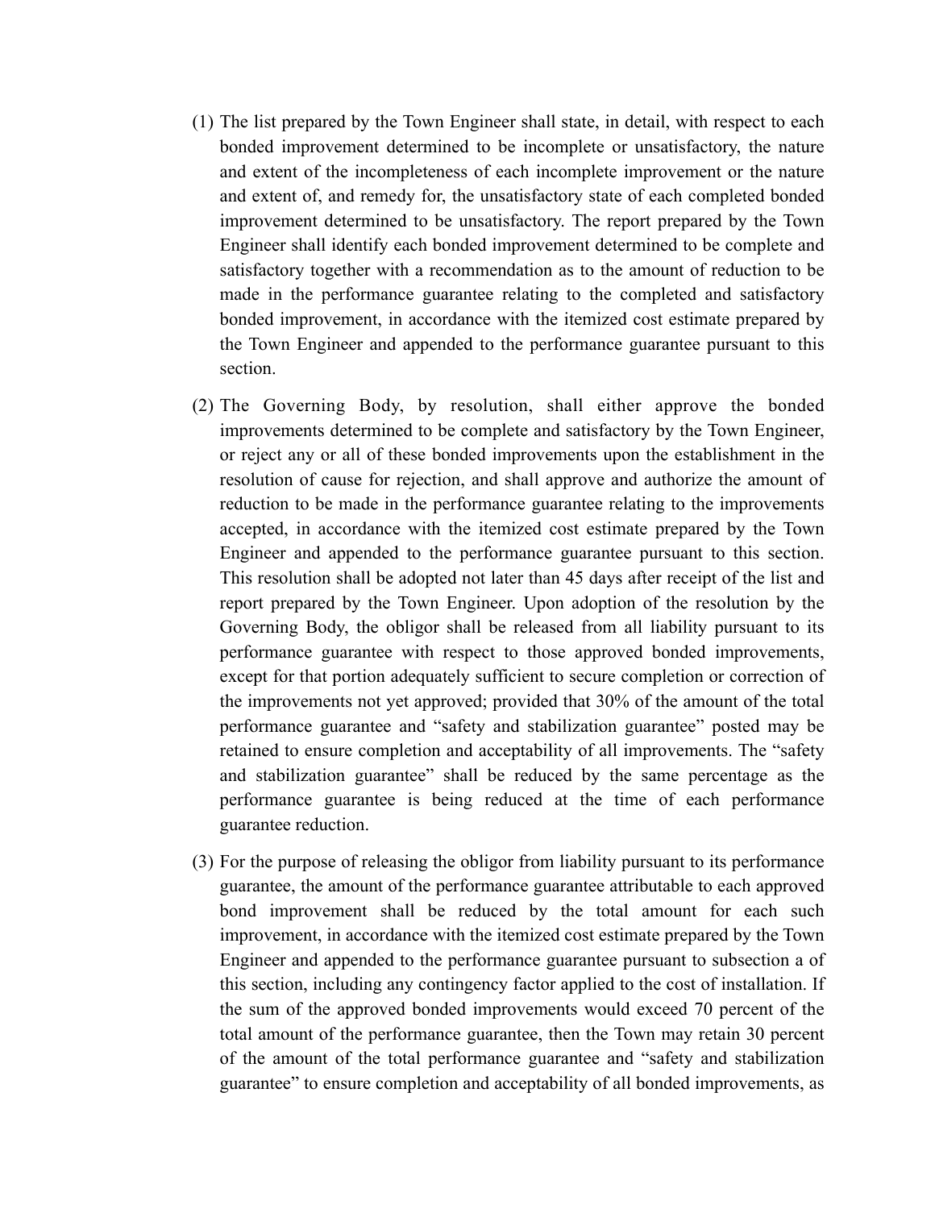(1) The list prepared by the Town Engineer shall state, in detail, with respect to each bonded improvement determined to be incomplete or unsatisfactory, the nature and extent of the incompleteness of each incomplete improvement or the nature and extent of, and remedy for, the unsatisfactory state of each completed bonded improvement determined to be unsatisfactory. The report prepared by the Town Engineer shall identify each bonded improvement determined to be complete and satisfactory together with a recommendation as to the amount of reduction to be made in the performance guarantee relating to the completed and satisfactory bonded improvement, in accordance with the itemized cost estimate prepared by the Town Engineer and appended to the performance guarantee pursuant to this section.

(2) The Governing Body, by resolution, shall either approve the bonded improvements determined to be complete and satisfactory by the Town Engineer, or reject any or all of these bonded improvements upon the establishment in the resolution of cause for rejection, and shall approve and authorize the amount of reduction to be made in the performance guarantee relating to the improvements accepted, in accordance with the itemized cost estimate prepared by the Town Engineer and appended to the performance guarantee pursuant to this section. This resolution shall be adopted not later than 45 days after receipt of the list and report prepared by the Town Engineer. Upon adoption of the resolution by the Governing Body, the obligor shall be released from all liability pursuant to its performance guarantee with respect to those approved bonded improvements, except for that portion adequately sufficient to secure completion or correction of the improvements not yet approved; provided that 30% of the amount of the total performance guarantee and "safety and stabilization guarantee" posted may be retained to ensure completion and acceptability of all improvements. The "safety and stabilization guarantee" shall be reduced by the same percentage as the performance guarantee is being reduced at the time of each performance guarantee reduction.

(3) For the purpose of releasing the obligor from liability pursuant to its performance guarantee, the amount of the performance guarantee attributable to each approved bond improvement shall be reduced by the total amount for each such improvement, in accordance with the itemized cost estimate prepared by the Town Engineer and appended to the performance guarantee pursuant to subsection a of this section, including any contingency factor applied to the cost of installation. If the sum of the approved bonded improvements would exceed 70 percent of the total amount of the performance guarantee, then the Town may retain 30 percent of the amount of the total performance guarantee and "safety and stabilization guarantee" to ensure completion and acceptability of all bonded improvements, as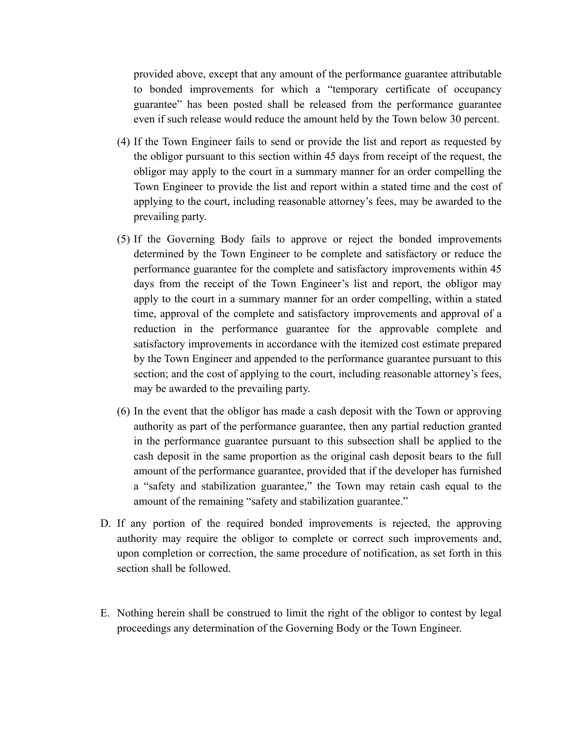provided above, except that any amount of the performance guarantee attributable to bonded improvements for which a "temporary certificate of occupancy guarantee" has been posted shall be released from the performance guarantee even if such release would reduce the amount held by the Town below 30 percent.

(4) If the Town Engineer fails to send or provide the list and report as requested by the obligor pursuant to this section within 45 days from receipt of the request, the obligor may apply to the court in a summary manner for an order compelling the Town Engineer to provide the list and report within a stated time and the cost of applying to the court, including reasonable attorney's fees, may be awarded to the prevailing party.

(5) If the Governing Body fails to approve or reject the bonded improvements determined by the Town Engineer to be complete and satisfactory or reduce the performance guarantee for the complete and satisfactory improvements within 45 days from the receipt of the Town Engineer's list and report, the obligor may apply to the court in a summary manner for an order compelling, within a stated time, approval of the complete and satisfactory improvements and approval of a reduction in the performance guarantee for the approvable complete and satisfactory improvements in accordance with the itemized cost estimate prepared by the Town Engineer and appended to the performance guarantee pursuant to this section; and the cost of applying to the court, including reasonable attorney's fees, may be awarded to the prevailing party.

(6) In the event that the obligor has made a cash deposit with the Town or approving authority as part of the performance guarantee, then any partial reduction granted in the performance guarantee pursuant to this subsection shall be applied to the cash deposit in the same proportion as the original cash deposit bears to the full amount of the performance guarantee, provided that if the developer has furnished a "safety and stabilization guarantee," the Town may retain cash equal to the amount of the remaining "safety and stabilization guarantee."

D. If any portion of the required bonded improvements is rejected, the approving authority may require the obligor to complete or correct such improvements and, upon completion or correction, the same procedure of notification, as set forth in this section shall be followed.

E. Nothing herein shall be construed to limit the right of the obligor to contest by legal proceedings any determination of the Governing Body or the Town Engineer.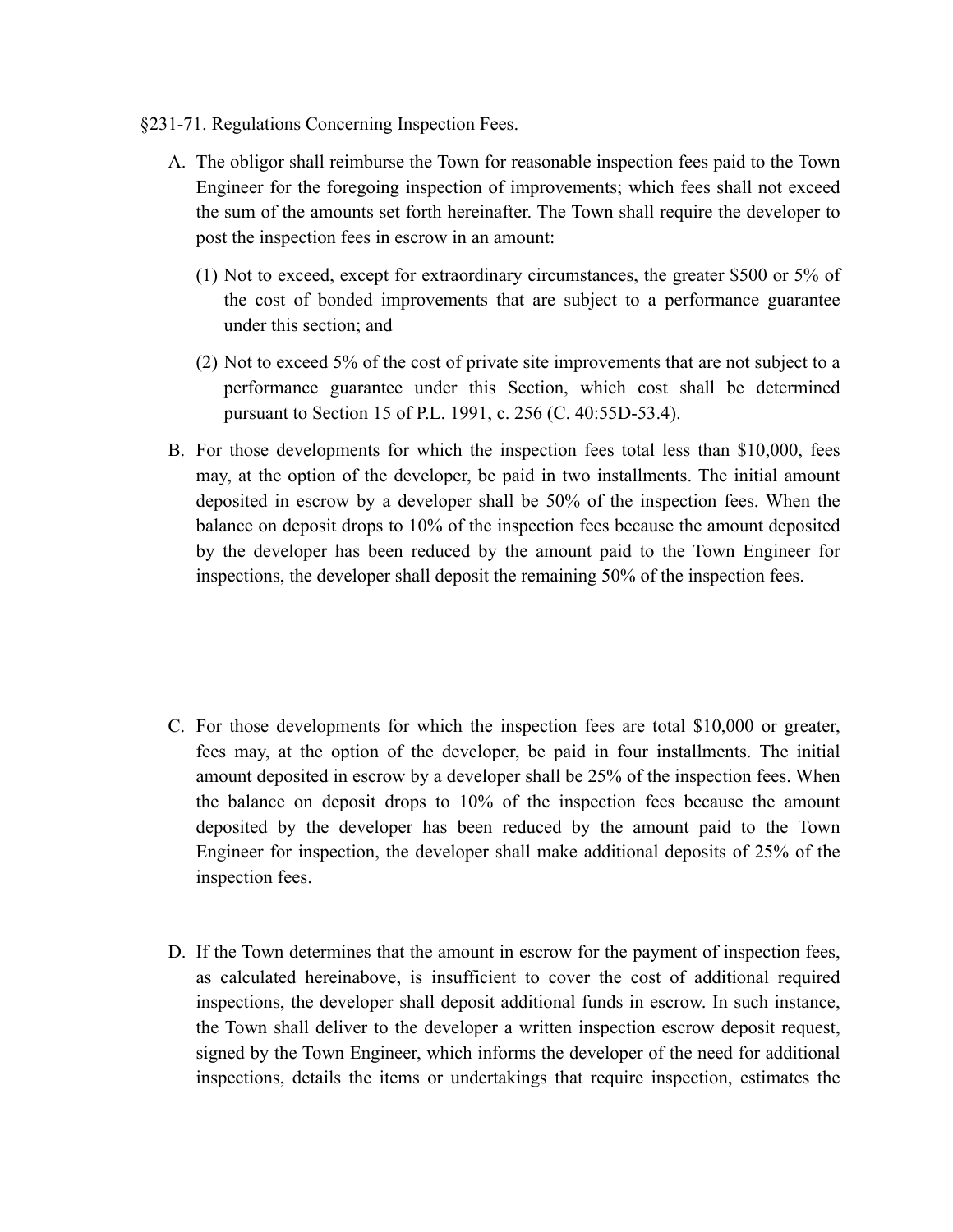§231-71. Regulations Concerning Inspection Fees.

A. The obligor shall reimburse the Town for reasonable inspection fees paid to the Town Engineer for the foregoing inspection of improvements; which fees shall not exceed the sum of the amounts set forth hereinafter. The Town shall require the developer to post the inspection fees in escrow in an amount:

   (1) Not to exceed, except for extraordinary circumstances, the greater $500 or 5% of the cost of bonded improvements that are subject to a performance guarantee under this section; and

   (2) Not to exceed 5% of the cost of private site improvements that are not subject to a performance guarantee under this Section, which cost shall be determined pursuant to Section 15 of P.L. 1991, c. 256 (C. 40:55D-53.4).

B. For those developments for which the inspection fees total less than $10,000, fees may, at the option of the developer, be paid in two installments. The initial amount deposited in escrow by a developer shall be 50% of the inspection fees. When the balance on deposit drops to 10% of the inspection fees because the amount deposited by the developer has been reduced by the amount paid to the Town Engineer for inspections, the developer shall deposit the remaining 50% of the inspection fees.

C. For those developments for which the inspection fees are total $10,000 or greater, fees may, at the option of the developer, be paid in four installments. The initial amount deposited in escrow by a developer shall be 25% of the inspection fees. When the balance on deposit drops to 10% of the inspection fees because the amount deposited by the developer has been reduced by the amount paid to the Town Engineer for inspection, the developer shall make additional deposits of 25% of the inspection fees.

D. If the Town determines that the amount in escrow for the payment of inspection fees, as calculated hereinabove, is insufficient to cover the cost of additional required inspections, the developer shall deposit additional funds in escrow. In such instance, the Town shall deliver to the developer a written inspection escrow deposit request, signed by the Town Engineer, which informs the developer of the need for additional inspections, details the items or undertakings that require inspection, estimates the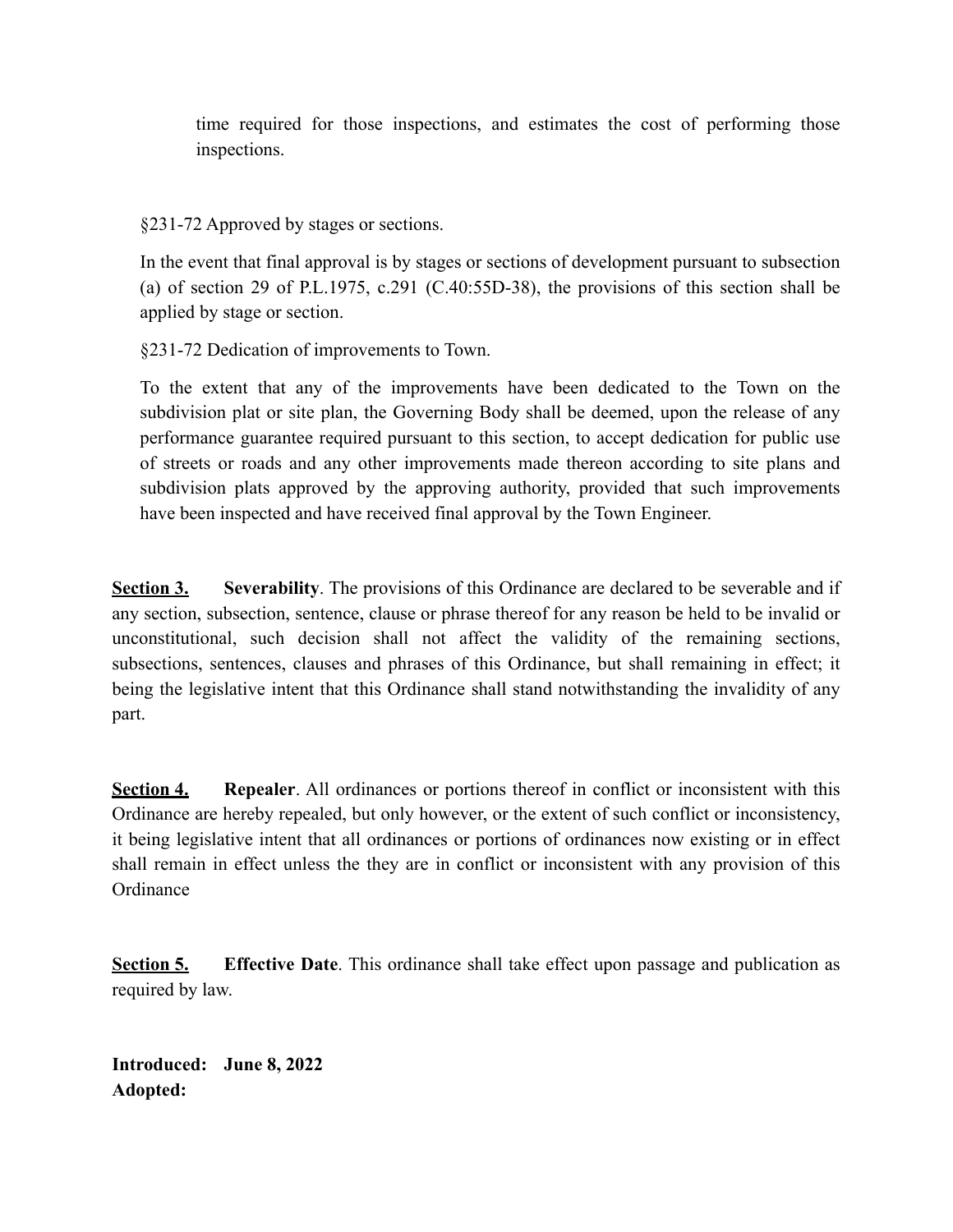time required for those inspections, and estimates the cost of performing those inspections.

§231-72 Approved by stages or sections.

In the event that final approval is by stages or sections of development pursuant to subsection (a) of section 29 of P.L.1975, c.291 (C.40:55D-38), the provisions of this section shall be applied by stage or section.

§231-72 Dedication of improvements to Town.

To the extent that any of the improvements have been dedicated to the Town on the subdivision plat or site plan, the Governing Body shall be deemed, upon the release of any performance guarantee required pursuant to this section, to accept dedication for public use of streets or roads and any other improvements made thereon according to site plans and subdivision plats approved by the approving authority, provided that such improvements have been inspected and have received final approval by the Town Engineer.

**Section 3.** **Severability**. The provisions of this Ordinance are declared to be severable and if any section, subsection, sentence, clause or phrase thereof for any reason be held to be invalid or unconstitutional, such decision shall not affect the validity of the remaining sections, subsections, sentences, clauses and phrases of this Ordinance, but shall remaining in effect; it being the legislative intent that this Ordinance shall stand notwithstanding the invalidity of any part.

**Section 4.** **Repealer**. All ordinances or portions thereof in conflict or inconsistent with this Ordinance are hereby repealed, but only however, or the extent of such conflict or inconsistency, it being legislative intent that all ordinances or portions of ordinances now existing or in effect shall remain in effect unless the they are in conflict or inconsistent with any provision of this Ordinance

**Section 5.** **Effective Date**. This ordinance shall take effect upon passage and publication as required by law.

**Introduced: June 8, 2022**
**Adopted:**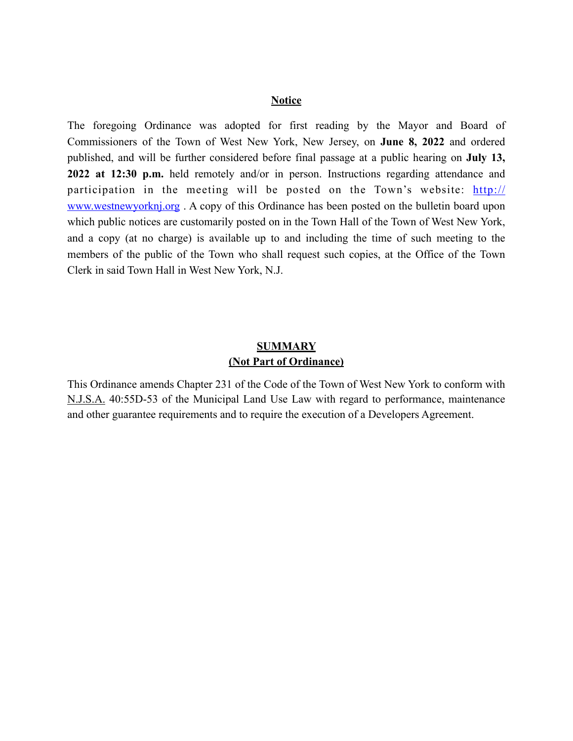## Notice

The foregoing Ordinance was adopted for first reading by the Mayor and Board of Commissioners of the Town of West New York, New Jersey, on **June 8, 2022** and ordered published, and will be further considered before final passage at a public hearing on **July 13, 2022 at 12:30 p.m.** held remotely and/or in person. Instructions regarding attendance and participation in the meeting will be posted on the Town's website: http://www.westnewyorknj.org . A copy of this Ordinance has been posted on the bulletin board upon which public notices are customarily posted on in the Town Hall of the Town of West New York, and a copy (at no charge) is available up to and including the time of such meeting to the members of the public of the Town who shall request such copies, at the Office of the Town Clerk in said Town Hall in West New York, N.J.

## SUMMARY
## (Not Part of Ordinance)

This Ordinance amends Chapter 231 of the Code of the Town of West New York to conform with N.J.S.A. 40:55D-53 of the Municipal Land Use Law with regard to performance, maintenance and other guarantee requirements and to require the execution of a Developers Agreement.